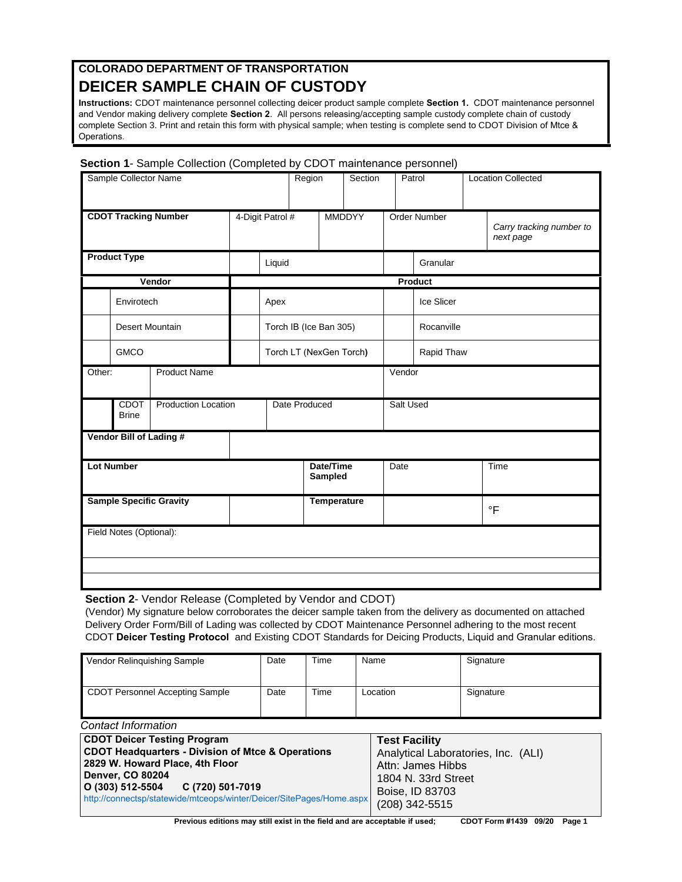# COLORADO DEPARTMENT OF TRANSPORTATION

# DEICER SAMPLE CHAIN OF CUSTODY

**Instructions:** CDOT maintenance personnel collecting deicer product sample complete **Section 1.** CDOT maintenance personnel and Vendor making delivery complete **Section 2**. All persons releasing/accepting sample custody complete chain of custody complete Section 3. Print and retain this form with physical sample; when testing is complete send to CDOT Division of Mtce & Operations.

**Section 1**- Sample Collection (Completed by CDOT maintenance personnel)

| Sample Collector Name | Region | Section | Patrol | Location Collected |
|---|---|---|---|---|
| | | | | |

| **CDOT Tracking Number** | 4-Digit Patrol # | MMDDYY | Order Number | *Carry tracking number to next page* |
|---|---|---|---|---|

| **Product Type** | | Liquid | | Granular |
|---|---|---|---|---|

| | **Vendor** | | **Product** | | |
|---|---|---|---|---|---|
| | Envirotech | | Apex | | Ice Slicer |
| | Desert Mountain | | Torch IB (Ice Ban 305) | | Rocanville |
| | GMCO | | Torch LT (NexGen Torch) | | Rapid Thaw |

| Other: | Product Name | Vendor |
|---|---|---|
| | | |

| | CDOT Brine | Production Location | Date Produced | Salt Used |
|---|---|---|---|---|
| | | | | |

| **Vendor Bill of Lading #** | |
|---|---|

| **Lot Number** | **Date/Time Sampled** | Date | Time |
|---|---|---|---|

| **Sample Specific Gravity** | | **Temperature** | | °F |
|---|---|---|---|---|

Field Notes (Optional):

**Section 2**- Vendor Release (Completed by Vendor and CDOT)

(Vendor) My signature below corroborates the deicer sample taken from the delivery as documented on attached Delivery Order Form/Bill of Lading was collected by CDOT Maintenance Personnel adhering to the most recent CDOT **Deicer Testing Protocol** and Existing CDOT Standards for Deicing Products, Liquid and Granular editions.

| Vendor Relinquishing Sample | Date | Time | Name | Signature |
|---|---|---|---|---|
| **CDOT Personnel Accepting Sample** | **Date** | **Time** | **Location** | **Signature** |

*Contact Information*

| **CDOT Deicer Testing Program** | **Test Facility** |
|---|---|
| **CDOT Headquarters - Division of Mtce & Operations**<br>**2829 W. Howard Place, 4th Floor**<br>**Denver, CO 80204**<br>**O (303) 512-5504 C (720) 501-7019**<br>http://connectsp/statewide/mtceops/winter/Deicer/SitePages/Home.aspx | Analytical Laboratories, Inc. (ALI)<br>Attn: James Hibbs<br>1804 N. 33rd Street<br>Boise, ID 83703<br>(208) 342-5515 |

**Previous editions may still exist in the field and are acceptable if used; CDOT Form #1439 09/20**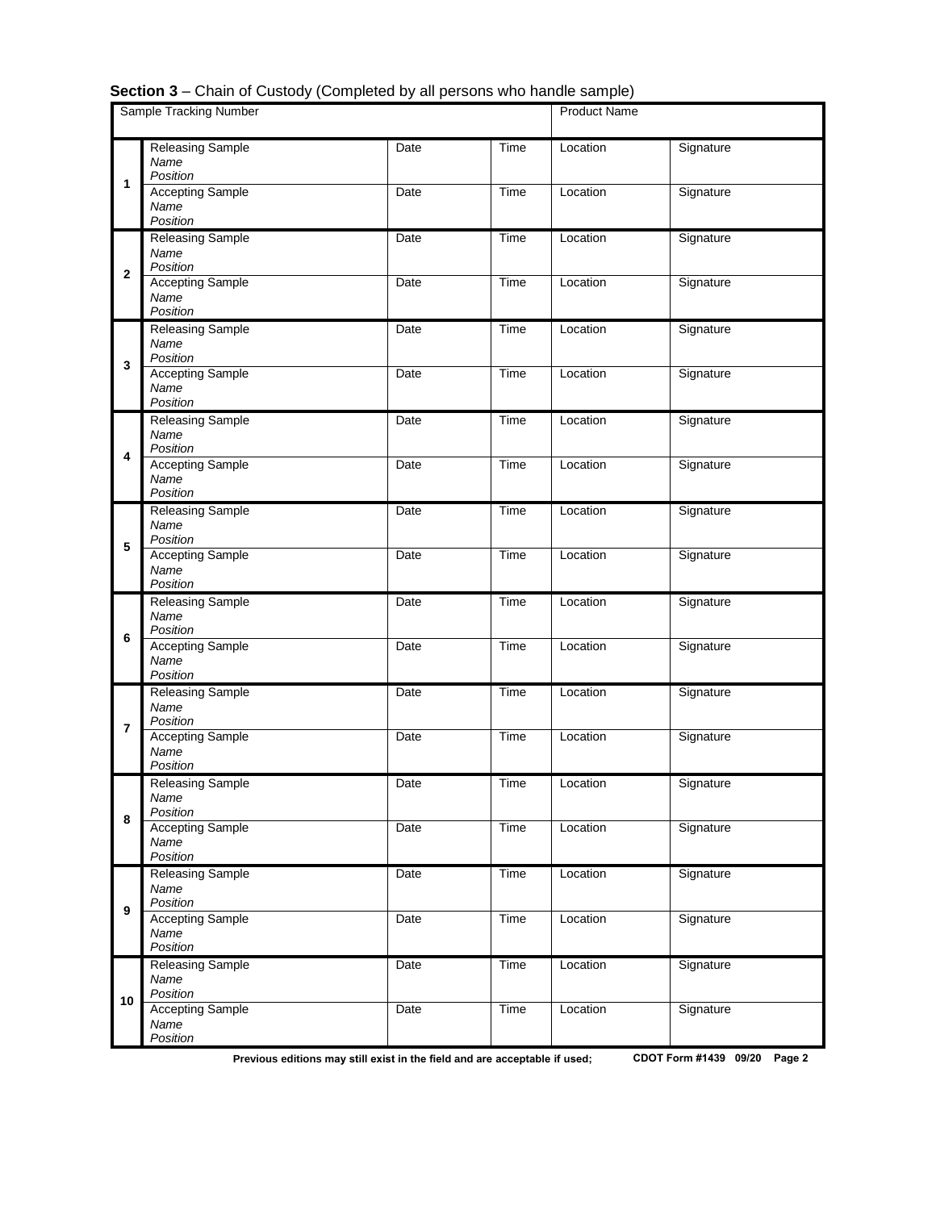**Section 3** – Chain of Custody (Completed by all persons who handle sample)

| Sample Tracking Number | | | | Product Name | |
|---|---|---|---|---|---|
| **1** | Releasing Sample<br>*Name*<br>*Position* | Date | Time | Location | Signature |
| | Accepting Sample<br>*Name*<br>*Position* | Date | Time | Location | Signature |
| **2** | Releasing Sample<br>*Name*<br>*Position* | Date | Time | Location | Signature |
| | Accepting Sample<br>*Name*<br>*Position* | Date | Time | Location | Signature |
| **3** | Releasing Sample<br>*Name*<br>*Position* | Date | Time | Location | Signature |
| | Accepting Sample<br>*Name*<br>*Position* | Date | Time | Location | Signature |
| **4** | Releasing Sample<br>*Name*<br>*Position* | Date | Time | Location | Signature |
| | Accepting Sample<br>*Name*<br>*Position* | Date | Time | Location | Signature |
| **5** | Releasing Sample<br>*Name*<br>*Position* | Date | Time | Location | Signature |
| | Accepting Sample<br>*Name*<br>*Position* | Date | Time | Location | Signature |
| **6** | Releasing Sample<br>*Name*<br>*Position* | Date | Time | Location | Signature |
| | Accepting Sample<br>*Name*<br>*Position* | Date | Time | Location | Signature |
| **7** | Releasing Sample<br>*Name*<br>*Position* | Date | Time | Location | Signature |
| | Accepting Sample<br>*Name*<br>*Position* | Date | Time | Location | Signature |
| **8** | Releasing Sample<br>*Name*<br>*Position* | Date | Time | Location | Signature |
| | Accepting Sample<br>*Name*<br>*Position* | Date | Time | Location | Signature |
| **9** | Releasing Sample<br>*Name*<br>*Position* | Date | Time | Location | Signature |
| | Accepting Sample<br>*Name*<br>*Position* | Date | Time | Location | Signature |
| **10** | Releasing Sample<br>*Name*<br>*Position* | Date | Time | Location | Signature |
| | Accepting Sample<br>*Name*<br>*Position* | Date | Time | Location | Signature |

**Previous editions may still exist in the field and are acceptable if used; CDOT Form #1439 09/20**